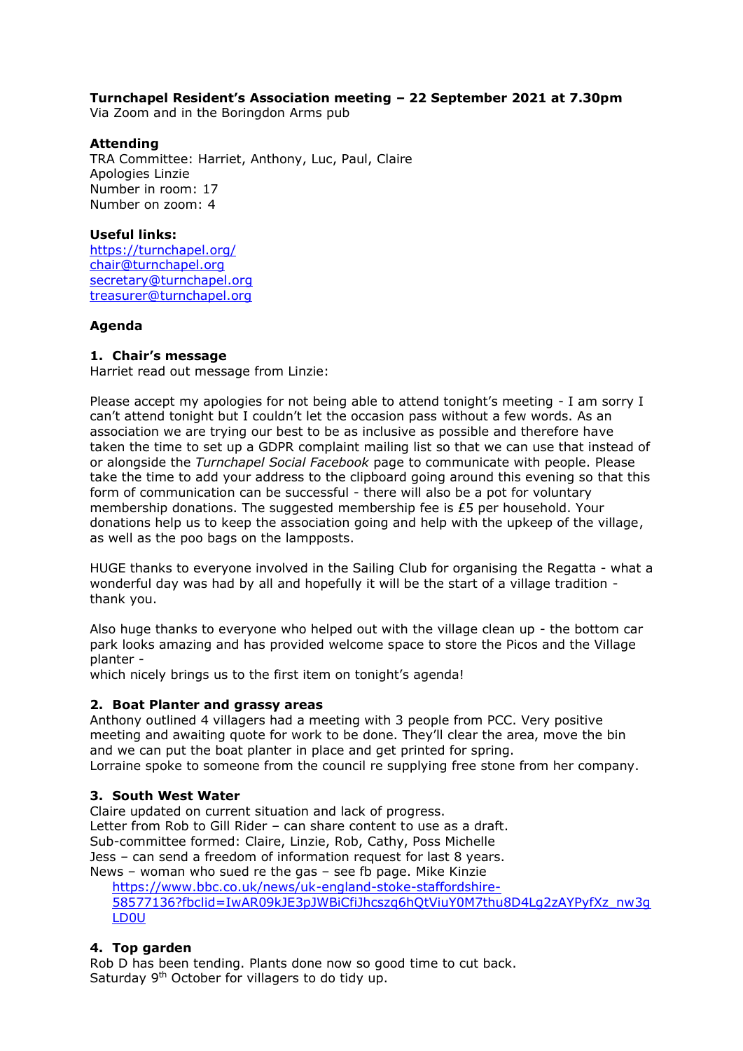**Turnchapel Resident's Association meeting – 22 September 2021 at 7.30pm**
Via Zoom and in the Boringdon Arms pub

**Attending**
TRA Committee: Harriet, Anthony, Luc, Paul, Claire
Apologies Linzie
Number in room: 17
Number on zoom: 4

**Useful links:**
https://turnchapel.org/
chair@turnchapel.org
secretary@turnchapel.org
treasurer@turnchapel.org

**Agenda**

**1. Chair's message**
Harriet read out message from Linzie:

Please accept my apologies for not being able to attend tonight's meeting - I am sorry I can't attend tonight but I couldn't let the occasion pass without a few words. As an association we are trying our best to be as inclusive as possible and therefore have taken the time to set up a GDPR complaint mailing list so that we can use that instead of or alongside the *Turnchapel Social Facebook* page to communicate with people. Please take the time to add your address to the clipboard going around this evening so that this form of communication can be successful - there will also be a pot for voluntary membership donations. The suggested membership fee is £5 per household. Your donations help us to keep the association going and help with the upkeep of the village, as well as the poo bags on the lampposts.

HUGE thanks to everyone involved in the Sailing Club for organising the Regatta - what a wonderful day was had by all and hopefully it will be the start of a village tradition - thank you.

Also huge thanks to everyone who helped out with the village clean up - the bottom car park looks amazing and has provided welcome space to store the Picos and the Village planter -
which nicely brings us to the first item on tonight's agenda!

**2. Boat Planter and grassy areas**
Anthony outlined 4 villagers had a meeting with 3 people from PCC. Very positive meeting and awaiting quote for work to be done. They'll clear the area, move the bin and we can put the boat planter in place and get printed for spring.
Lorraine spoke to someone from the council re supplying free stone from her company.

**3. South West Water**
Claire updated on current situation and lack of progress.
Letter from Rob to Gill Rider – can share content to use as a draft.
Sub-committee formed: Claire, Linzie, Rob, Cathy, Poss Michelle
Jess – can send a freedom of information request for last 8 years.
News – woman who sued re the gas – see fb page. Mike Kinzie
    https://www.bbc.co.uk/news/uk-england-stoke-staffordshire-58577136?fbclid=IwAR09kJE3pJWBiCfiJhcszq6hQtViuY0M7thu8D4Lg2zAYPyfXz_nw3gLD0U

**4. Top garden**
Rob D has been tending. Plants done now so good time to cut back.
Saturday 9th October for villagers to do tidy up.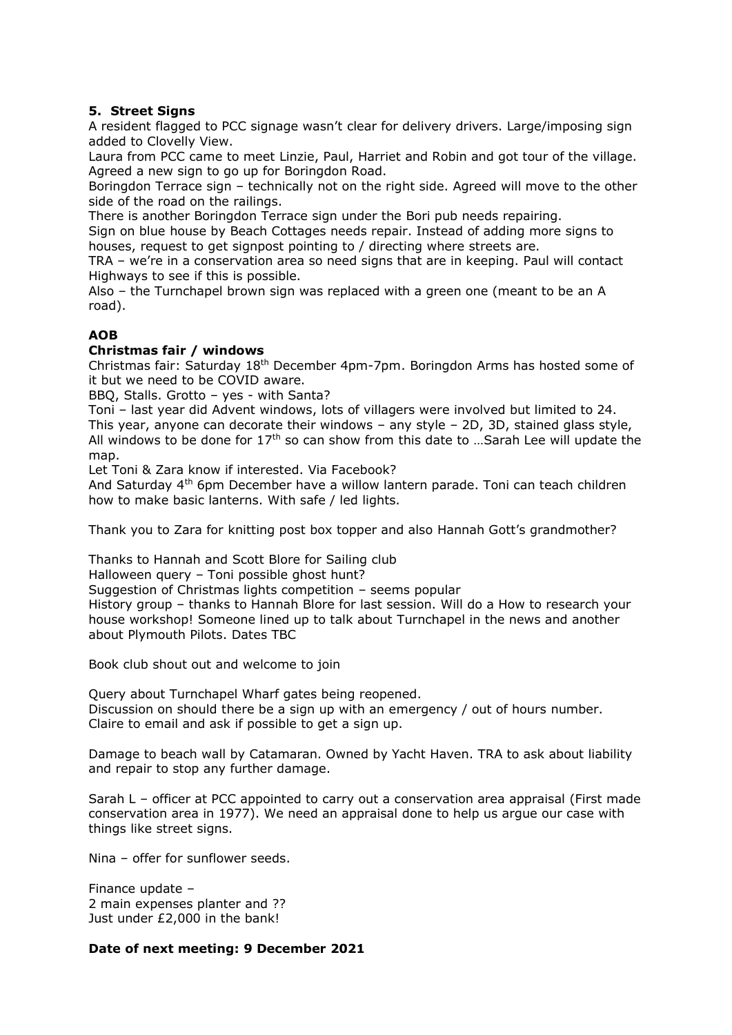### 5. Street Signs

A resident flagged to PCC signage wasn't clear for delivery drivers. Large/imposing sign added to Clovelly View.

Laura from PCC came to meet Linzie, Paul, Harriet and Robin and got tour of the village. Agreed a new sign to go up for Boringdon Road.

Boringdon Terrace sign – technically not on the right side. Agreed will move to the other side of the road on the railings.

There is another Boringdon Terrace sign under the Bori pub needs repairing.

Sign on blue house by Beach Cottages needs repair. Instead of adding more signs to houses, request to get signpost pointing to / directing where streets are.

TRA – we're in a conservation area so need signs that are in keeping. Paul will contact Highways to see if this is possible.

Also – the Turnchapel brown sign was replaced with a green one (meant to be an A road).

### AOB

**Christmas fair / windows**

Christmas fair: Saturday 18th December 4pm-7pm. Boringdon Arms has hosted some of it but we need to be COVID aware.

BBQ, Stalls. Grotto – yes - with Santa?

Toni – last year did Advent windows, lots of villagers were involved but limited to 24. This year, anyone can decorate their windows – any style – 2D, 3D, stained glass style, All windows to be done for 17th so can show from this date to …Sarah Lee will update the map.

Let Toni & Zara know if interested. Via Facebook?

And Saturday 4th 6pm December have a willow lantern parade. Toni can teach children how to make basic lanterns. With safe / led lights.

Thank you to Zara for knitting post box topper and also Hannah Gott's grandmother?

Thanks to Hannah and Scott Blore for Sailing club

Halloween query – Toni possible ghost hunt?

Suggestion of Christmas lights competition – seems popular

History group – thanks to Hannah Blore for last session. Will do a How to research your house workshop! Someone lined up to talk about Turnchapel in the news and another about Plymouth Pilots. Dates TBC

Book club shout out and welcome to join

Query about Turnchapel Wharf gates being reopened.

Discussion on should there be a sign up with an emergency / out of hours number.

Claire to email and ask if possible to get a sign up.

Damage to beach wall by Catamaran. Owned by Yacht Haven. TRA to ask about liability and repair to stop any further damage.

Sarah L – officer at PCC appointed to carry out a conservation area appraisal (First made conservation area in 1977). We need an appraisal done to help us argue our case with things like street signs.

Nina – offer for sunflower seeds.

Finance update –

2 main expenses planter and ??

Just under £2,000 in the bank!

**Date of next meeting: 9 December 2021**